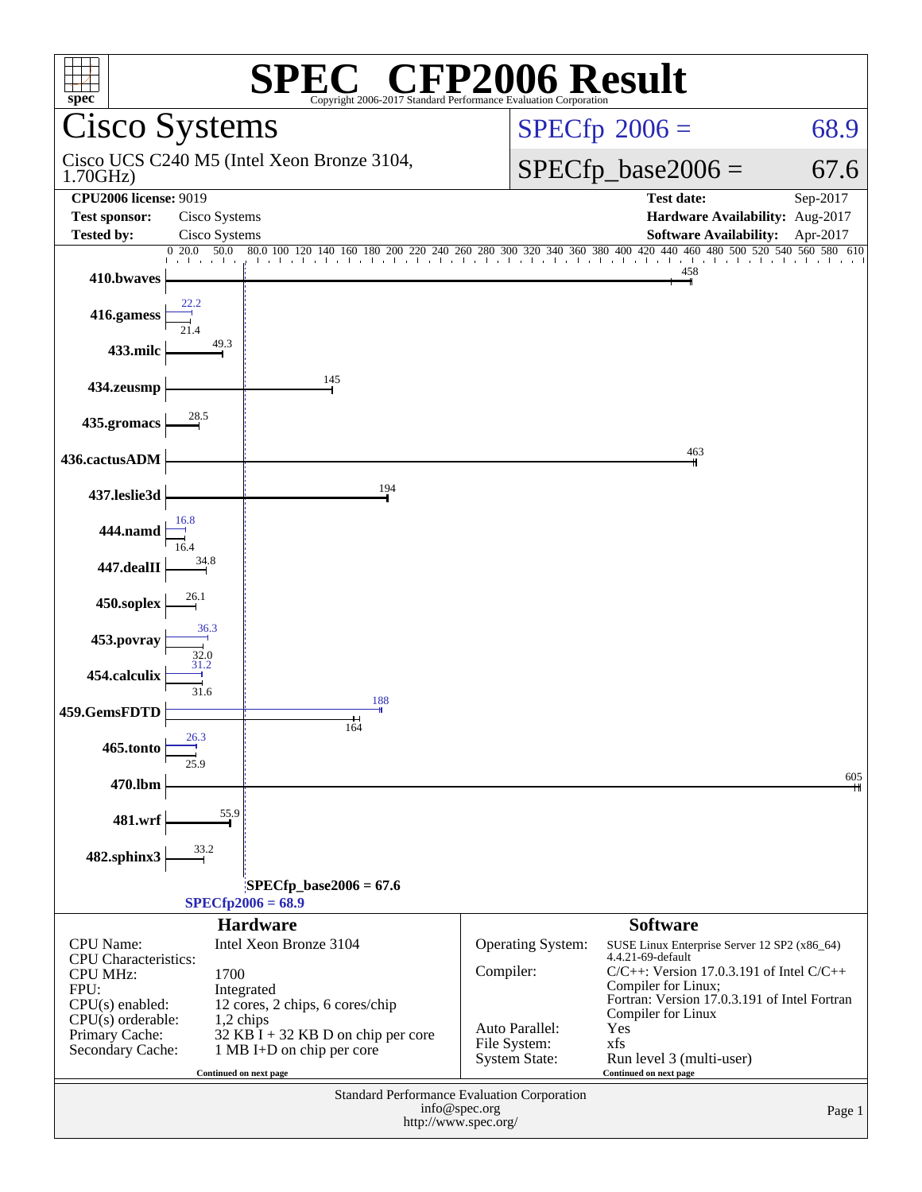# SPEC® CFP2006 Result

Copyright 2006-2017 Standard Performance Evaluation Corporation

## Cisco Systems

Cisco UCS C240 M5 (Intel Xeon Bronze 3104, 1.70GHz)

SPECfp 2006 = 68.9

SPECfp_base2006 = 67.6

**CPU2006 license:** 9019
**Test sponsor:** Cisco Systems
**Tested by:** Cisco Systems

**Test date:** Sep-2017
**Hardware Availability:** Aug-2017
**Software Availability:** Apr-2017

0 20.0 50.0 80.0 100 120 140 160 180 200 220 240 260 280 300 320 340 360 380 400 420 440 460 480 500 520 540 560 580 610

410.bwaves 458
416.gamess 22.2 21.4
433.milc 49.3
434.zeusmp 145
435.gromacs 28.5
436.cactusADM 463
437.leslie3d 194
444.namd 16.8 16.4
447.dealII 34.8
450.soplex 26.1
453.povray 36.3 32.0
454.calculix 31.2 31.6
459.GemsFDTD 188 164
465.tonto 26.3 25.9
470.lbm 605
481.wrf 55.9
482.sphinx3 33.2

SPECfp_base2006 = 67.6
SPECfp2006 = 68.9

### Hardware

| | |
|---|---|
| CPU Name: | Intel Xeon Bronze 3104 |
| CPU Characteristics: | |
| CPU MHz: | 1700 |
| FPU: | Integrated |
| CPU(s) enabled: | 12 cores, 2 chips, 6 cores/chip |
| CPU(s) orderable: | 1,2 chips |
| Primary Cache: | 32 KB I + 32 KB D on chip per core |
| Secondary Cache: | 1 MB I+D on chip per core |

Continued on next page

### Software

| | |
|---|---|
| Operating System: | SUSE Linux Enterprise Server 12 SP2 (x86_64) 4.4.21-69-default |
| Compiler: | C/C++: Version 17.0.3.191 of Intel C/C++ Compiler for Linux; Fortran: Version 17.0.3.191 of Intel Fortran Compiler for Linux |
| Auto Parallel: | Yes |
| File System: | xfs |
| System State: | Run level 3 (multi-user) |

Continued on next page

Standard Performance Evaluation Corporation
info@spec.org
http://www.spec.org/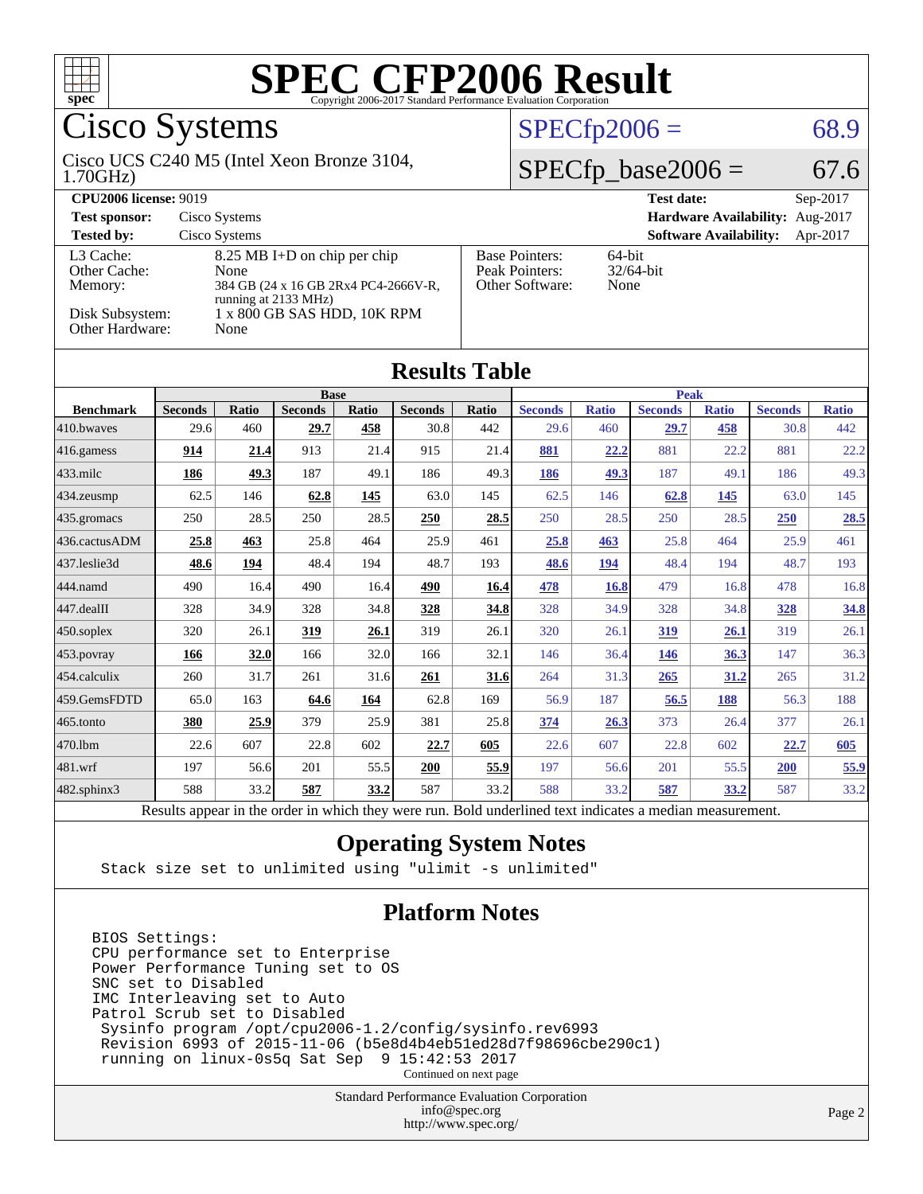# SPEC CFP2006 Result

Copyright 2006-2017 Standard Performance Evaluation Corporation

# Cisco Systems

Cisco UCS C240 M5 (Intel Xeon Bronze 3104, 1.70GHz)

SPECfp2006 = 68.9

SPECfp_base2006 = 67.6

| | | | |
|---|---|---|---|
| **CPU2006 license:** 9019 | | **Test date:** | Sep-2017 |
| **Test sponsor:** | Cisco Systems | **Hardware Availability:** | Aug-2017 |
| **Tested by:** | Cisco Systems | **Software Availability:** | Apr-2017 |

| | | | |
|---|---|---|---|
| L3 Cache: | 8.25 MB I+D on chip per chip | Base Pointers: | 64-bit |
| Other Cache: | None | Peak Pointers: | 32/64-bit |
| Memory: | 384 GB (24 x 16 GB 2Rx4 PC4-2666V-R, running at 2133 MHz) | Other Software: | None |
| Disk Subsystem: | 1 x 800 GB SAS HDD, 10K RPM | | |
| Other Hardware: | None | | |

## Results Table

| | Base | | | | | | Peak | | | | | |
|---|---|---|---|---|---|---|---|---|---|---|---|---|
| **Benchmark** | **Seconds** | **Ratio** | **Seconds** | **Ratio** | **Seconds** | **Ratio** | **Seconds** | **Ratio** | **Seconds** | **Ratio** | **Seconds** | **Ratio** |
| 410.bwaves | 29.6 | 460 | **29.7** | **458** | 30.8 | 442 | 29.6 | 460 | **29.7** | **458** | 30.8 | 442 |
| 416.gamess | **914** | **21.4** | 913 | 21.4 | 915 | 21.4 | **881** | **22.2** | 881 | 22.2 | 881 | 22.2 |
| 433.milc | **186** | **49.3** | 187 | 49.1 | 186 | 49.3 | **186** | **49.3** | 187 | 49.1 | 186 | 49.3 |
| 434.zeusmp | 62.5 | 146 | **62.8** | **145** | 63.0 | 145 | 62.5 | 146 | **62.8** | **145** | 63.0 | 145 |
| 435.gromacs | 250 | 28.5 | 250 | 28.5 | **250** | **28.5** | 250 | 28.5 | 250 | 28.5 | **250** | **28.5** |
| 436.cactusADM | **25.8** | **463** | 25.8 | 464 | 25.9 | 461 | **25.8** | **463** | 25.8 | 464 | 25.9 | 461 |
| 437.leslie3d | **48.6** | **194** | 48.4 | 194 | 48.7 | 193 | **48.6** | **194** | 48.4 | 194 | 48.7 | 193 |
| 444.namd | 490 | 16.4 | 490 | 16.4 | **490** | **16.4** | **478** | **16.8** | 479 | 16.8 | 478 | 16.8 |
| 447.dealII | 328 | 34.9 | 328 | 34.8 | **328** | **34.8** | 328 | 34.9 | 328 | 34.8 | **328** | **34.8** |
| 450.soplex | 320 | 26.1 | **319** | **26.1** | 319 | 26.1 | 320 | 26.1 | **319** | **26.1** | 319 | 26.1 |
| 453.povray | **166** | **32.0** | 166 | 32.0 | 166 | 32.1 | 146 | 36.4 | **146** | **36.3** | 147 | 36.3 |
| 454.calculix | 260 | 31.7 | 261 | 31.6 | **261** | **31.6** | 264 | 31.3 | **265** | **31.2** | 265 | 31.2 |
| 459.GemsFDTD | 65.0 | 163 | **64.6** | **164** | 62.8 | 169 | 56.9 | 187 | **56.5** | **188** | 56.3 | 188 |
| 465.tonto | **380** | **25.9** | 379 | 25.9 | 381 | 25.8 | **374** | **26.3** | 373 | 26.4 | 377 | 26.1 |
| 470.lbm | 22.6 | 607 | 22.8 | 602 | **22.7** | **605** | 22.6 | 607 | 22.8 | 602 | **22.7** | **605** |
| 481.wrf | 197 | 56.6 | 201 | 55.5 | **200** | **55.9** | 197 | 56.6 | 201 | 55.5 | **200** | **55.9** |
| 482.sphinx3 | 588 | 33.2 | **587** | **33.2** | 587 | 33.2 | 588 | 33.2 | **587** | **33.2** | 587 | 33.2 |

Results appear in the order in which they were run. Bold underlined text indicates a median measurement.

## Operating System Notes

```
Stack size set to unlimited using "ulimit -s unlimited"
```

## Platform Notes

```
BIOS Settings:
CPU performance set to Enterprise
Power Performance Tuning set to OS
SNC set to Disabled
IMC Interleaving set to Auto
Patrol Scrub set to Disabled
 Sysinfo program /opt/cpu2006-1.2/config/sysinfo.rev6993
 Revision 6993 of 2015-11-06 (b5e8d4b4eb51ed28d7f98696cbe290c1)
 running on linux-0s5q Sat Sep  9 15:42:53 2017
```

Continued on next page

Standard Performance Evaluation Corporation
info@spec.org
http://www.spec.org/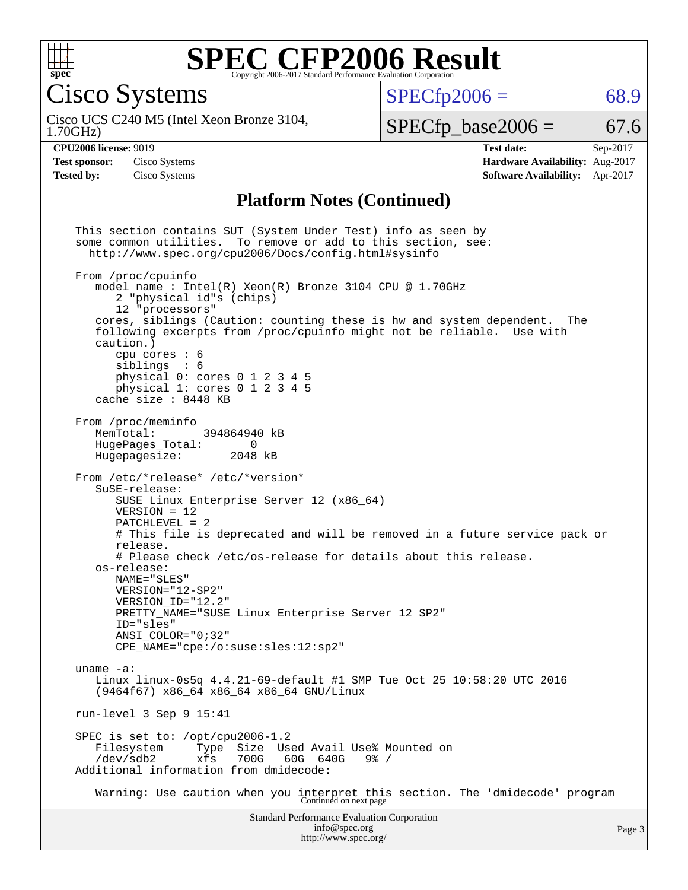# SPEC CFP2006 Result

Copyright 2006-2017 Standard Performance Evaluation Corporation

## Cisco Systems

Cisco UCS C240 M5 (Intel Xeon Bronze 3104, 1.70GHz)

SPECfp2006 = 68.9

SPECfp_base2006 = 67.6

**CPU2006 license:** 9019
**Test sponsor:** Cisco Systems
**Tested by:** Cisco Systems

**Test date:** Sep-2017
**Hardware Availability:** Aug-2017
**Software Availability:** Apr-2017

### Platform Notes (Continued)

```
This section contains SUT (System Under Test) info as seen by
some common utilities.  To remove or add to this section, see:
  http://www.spec.org/cpu2006/Docs/config.html#sysinfo

From /proc/cpuinfo
   model name : Intel(R) Xeon(R) Bronze 3104 CPU @ 1.70GHz
      2 "physical id"s (chips)
      12 "processors"
   cores, siblings (Caution: counting these is hw and system dependent.  The
   following excerpts from /proc/cpuinfo might not be reliable.  Use with
   caution.)
      cpu cores : 6
      siblings  : 6
      physical 0: cores 0 1 2 3 4 5
      physical 1: cores 0 1 2 3 4 5
   cache size : 8448 KB

From /proc/meminfo
   MemTotal:       394864940 kB
   HugePages_Total:       0
   Hugepagesize:       2048 kB

From /etc/*release* /etc/*version*
   SuSE-release:
      SUSE Linux Enterprise Server 12 (x86_64)
      VERSION = 12
      PATCHLEVEL = 2
      # This file is deprecated and will be removed in a future service pack or
      release.
      # Please check /etc/os-release for details about this release.
   os-release:
      NAME="SLES"
      VERSION="12-SP2"
      VERSION_ID="12.2"
      PRETTY_NAME="SUSE Linux Enterprise Server 12 SP2"
      ID="sles"
      ANSI_COLOR="0;32"
      CPE_NAME="cpe:/o:suse:sles:12:sp2"

uname -a:
   Linux linux-0s5q 4.4.21-69-default #1 SMP Tue Oct 25 10:58:20 UTC 2016
   (9464f67) x86_64 x86_64 x86_64 GNU/Linux

run-level 3 Sep 9 15:41

SPEC is set to: /opt/cpu2006-1.2
   Filesystem     Type  Size  Used Avail Use% Mounted on
   /dev/sdb2      xfs   700G   60G  640G   9% /
Additional information from dmidecode:

   Warning: Use caution when you interpret this section. The 'dmidecode' program
```

Continued on next page

Standard Performance Evaluation Corporation
info@spec.org
http://www.spec.org/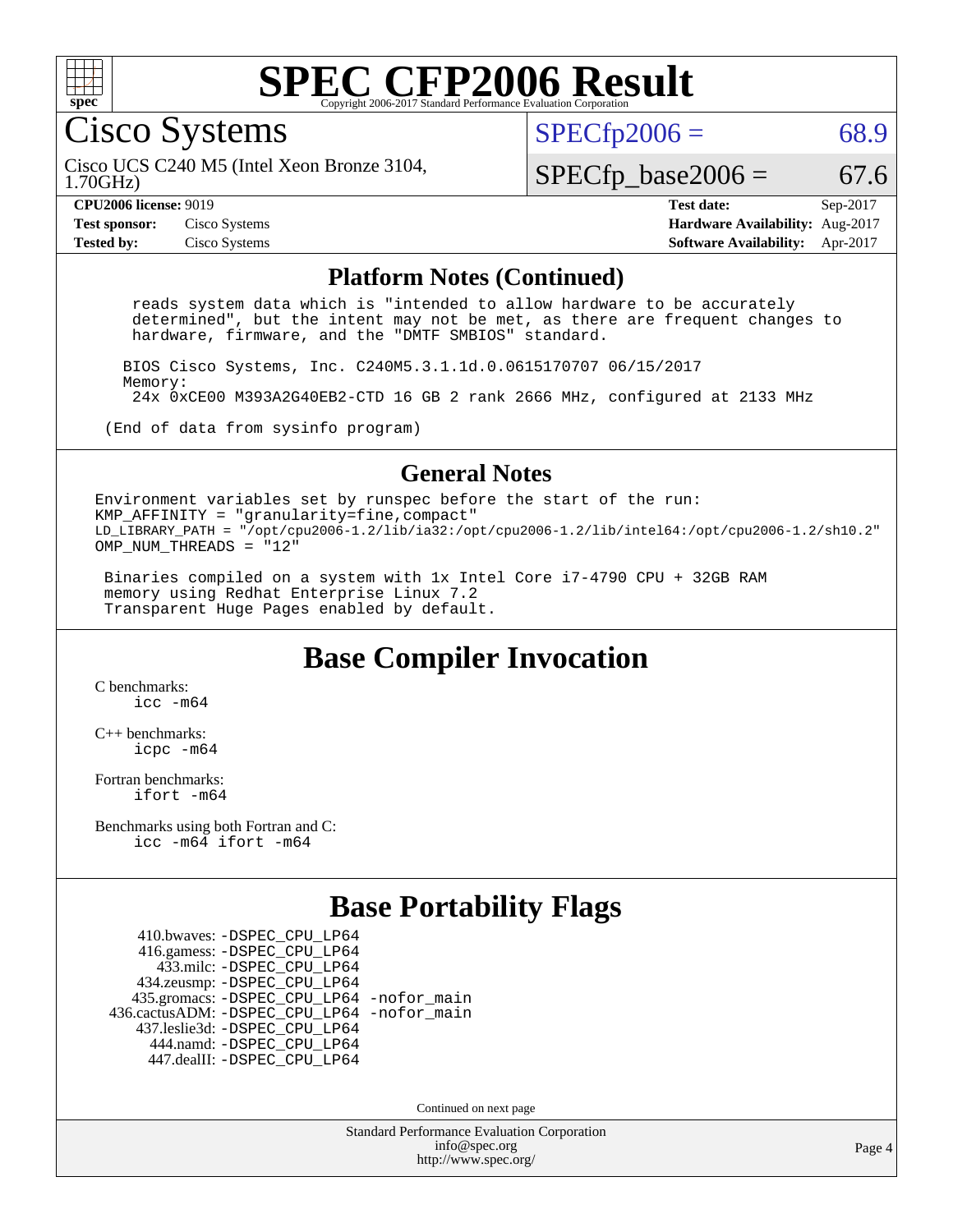# SPEC CFP2006 Result

Copyright 2006-2017 Standard Performance Evaluation Corporation

## Cisco Systems

Cisco UCS C240 M5 (Intel Xeon Bronze 3104, 1.70GHz)

SPECfp2006 = 68.9

SPECfp_base2006 = 67.6

**CPU2006 license:** 9019
**Test sponsor:** Cisco Systems
**Tested by:** Cisco Systems

**Test date:** Sep-2017
**Hardware Availability:** Aug-2017
**Software Availability:** Apr-2017

## Platform Notes (Continued)

```
    reads system data which is "intended to allow hardware to be accurately
    determined", but the intent may not be met, as there are frequent changes to
    hardware, firmware, and the "DMTF SMBIOS" standard.

   BIOS Cisco Systems, Inc. C240M5.3.1.1d.0.0615170707 06/15/2017
   Memory:
    24x 0xCE00 M393A2G40EB2-CTD 16 GB 2 rank 2666 MHz, configured at 2133 MHz

 (End of data from sysinfo program)
```

## General Notes

```
Environment variables set by runspec before the start of the run:
KMP_AFFINITY = "granularity=fine,compact"
LD_LIBRARY_PATH = "/opt/cpu2006-1.2/lib/ia32:/opt/cpu2006-1.2/lib/intel64:/opt/cpu2006-1.2/sh10.2"
OMP_NUM_THREADS = "12"

 Binaries compiled on a system with 1x Intel Core i7-4790 CPU + 32GB RAM
 memory using Redhat Enterprise Linux 7.2
 Transparent Huge Pages enabled by default.
```

## Base Compiler Invocation

C benchmarks:
icc -m64

C++ benchmarks:
icpc -m64

Fortran benchmarks:
ifort -m64

Benchmarks using both Fortran and C:
icc -m64 ifort -m64

## Base Portability Flags

410.bwaves: -DSPEC_CPU_LP64
416.gamess: -DSPEC_CPU_LP64
433.milc: -DSPEC_CPU_LP64
434.zeusmp: -DSPEC_CPU_LP64
435.gromacs: -DSPEC_CPU_LP64 -nofor_main
436.cactusADM: -DSPEC_CPU_LP64 -nofor_main
437.leslie3d: -DSPEC_CPU_LP64
444.namd: -DSPEC_CPU_LP64
447.dealII: -DSPEC_CPU_LP64

Continued on next page

Standard Performance Evaluation Corporation
info@spec.org
http://www.spec.org/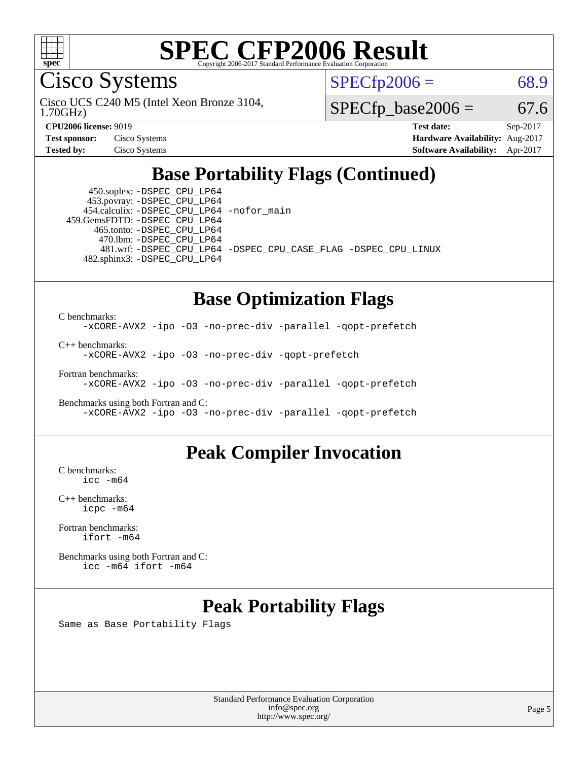# SPEC CFP2006 Result

Copyright 2006-2017 Standard Performance Evaluation Corporation

## Cisco Systems

Cisco UCS C240 M5 (Intel Xeon Bronze 3104, 1.70GHz)

SPECfp2006 = 68.9

SPECfp_base2006 = 67.6

| | | | |
|---|---|---|---|
| **CPU2006 license:** 9019 | | **Test date:** | Sep-2017 |
| **Test sponsor:** | Cisco Systems | **Hardware Availability:** | Aug-2017 |
| **Tested by:** | Cisco Systems | **Software Availability:** | Apr-2017 |

## Base Portability Flags (Continued)

450.soplex: -DSPEC_CPU_LP64
453.povray: -DSPEC_CPU_LP64
454.calculix: -DSPEC_CPU_LP64 -nofor_main
459.GemsFDTD: -DSPEC_CPU_LP64
465.tonto: -DSPEC_CPU_LP64
470.lbm: -DSPEC_CPU_LP64
481.wrf: -DSPEC_CPU_LP64 -DSPEC_CPU_CASE_FLAG -DSPEC_CPU_LINUX
482.sphinx3: -DSPEC_CPU_LP64

## Base Optimization Flags

C benchmarks:
-xCORE-AVX2 -ipo -O3 -no-prec-div -parallel -qopt-prefetch

C++ benchmarks:
-xCORE-AVX2 -ipo -O3 -no-prec-div -qopt-prefetch

Fortran benchmarks:
-xCORE-AVX2 -ipo -O3 -no-prec-div -parallel -qopt-prefetch

Benchmarks using both Fortran and C:
-xCORE-AVX2 -ipo -O3 -no-prec-div -parallel -qopt-prefetch

## Peak Compiler Invocation

C benchmarks:
icc -m64

C++ benchmarks:
icpc -m64

Fortran benchmarks:
ifort -m64

Benchmarks using both Fortran and C:
icc -m64 ifort -m64

## Peak Portability Flags

Same as Base Portability Flags

Standard Performance Evaluation Corporation
info@spec.org
http://www.spec.org/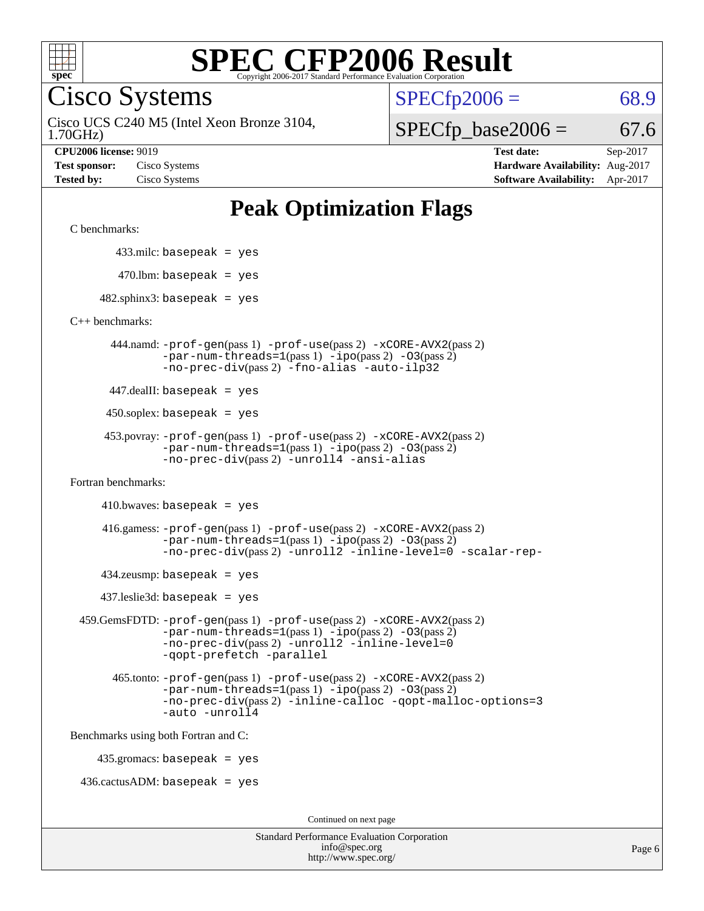# SPEC CFP2006 Result

Copyright 2006-2017 Standard Performance Evaluation Corporation

## Cisco Systems

Cisco UCS C240 M5 (Intel Xeon Bronze 3104, 1.70GHz)

SPECfp2006 = 68.9

SPECfp_base2006 = 67.6

| | | | |
|---|---|---|---|
| **CPU2006 license:** | 9019 | **Test date:** | Sep-2017 |
| **Test sponsor:** | Cisco Systems | **Hardware Availability:** | Aug-2017 |
| **Tested by:** | Cisco Systems | **Software Availability:** | Apr-2017 |

# Peak Optimization Flags

C benchmarks:

433.milc: basepeak = yes

470.lbm: basepeak = yes

482.sphinx3: basepeak = yes

C++ benchmarks:

444.namd: -prof-gen(pass 1) -prof-use(pass 2) -xCORE-AVX2(pass 2) -par-num-threads=1(pass 1) -ipo(pass 2) -O3(pass 2) -no-prec-div(pass 2) -fno-alias -auto-ilp32

447.dealII: basepeak = yes

450.soplex: basepeak = yes

453.povray: -prof-gen(pass 1) -prof-use(pass 2) -xCORE-AVX2(pass 2) -par-num-threads=1(pass 1) -ipo(pass 2) -O3(pass 2) -no-prec-div(pass 2) -unroll4 -ansi-alias

Fortran benchmarks:

410.bwaves: basepeak = yes

416.gamess: -prof-gen(pass 1) -prof-use(pass 2) -xCORE-AVX2(pass 2) -par-num-threads=1(pass 1) -ipo(pass 2) -O3(pass 2) -no-prec-div(pass 2) -unroll2 -inline-level=0 -scalar-rep-

434.zeusmp: basepeak = yes

437.leslie3d: basepeak = yes

459.GemsFDTD: -prof-gen(pass 1) -prof-use(pass 2) -xCORE-AVX2(pass 2) -par-num-threads=1(pass 1) -ipo(pass 2) -O3(pass 2) -no-prec-div(pass 2) -unroll2 -inline-level=0 -qopt-prefetch -parallel

465.tonto: -prof-gen(pass 1) -prof-use(pass 2) -xCORE-AVX2(pass 2) -par-num-threads=1(pass 1) -ipo(pass 2) -O3(pass 2) -no-prec-div(pass 2) -inline-calloc -qopt-malloc-options=3 -auto -unroll4

Benchmarks using both Fortran and C:

435.gromacs: basepeak = yes

436.cactusADM: basepeak = yes

Continued on next page

Standard Performance Evaluation Corporation
info@spec.org
http://www.spec.org/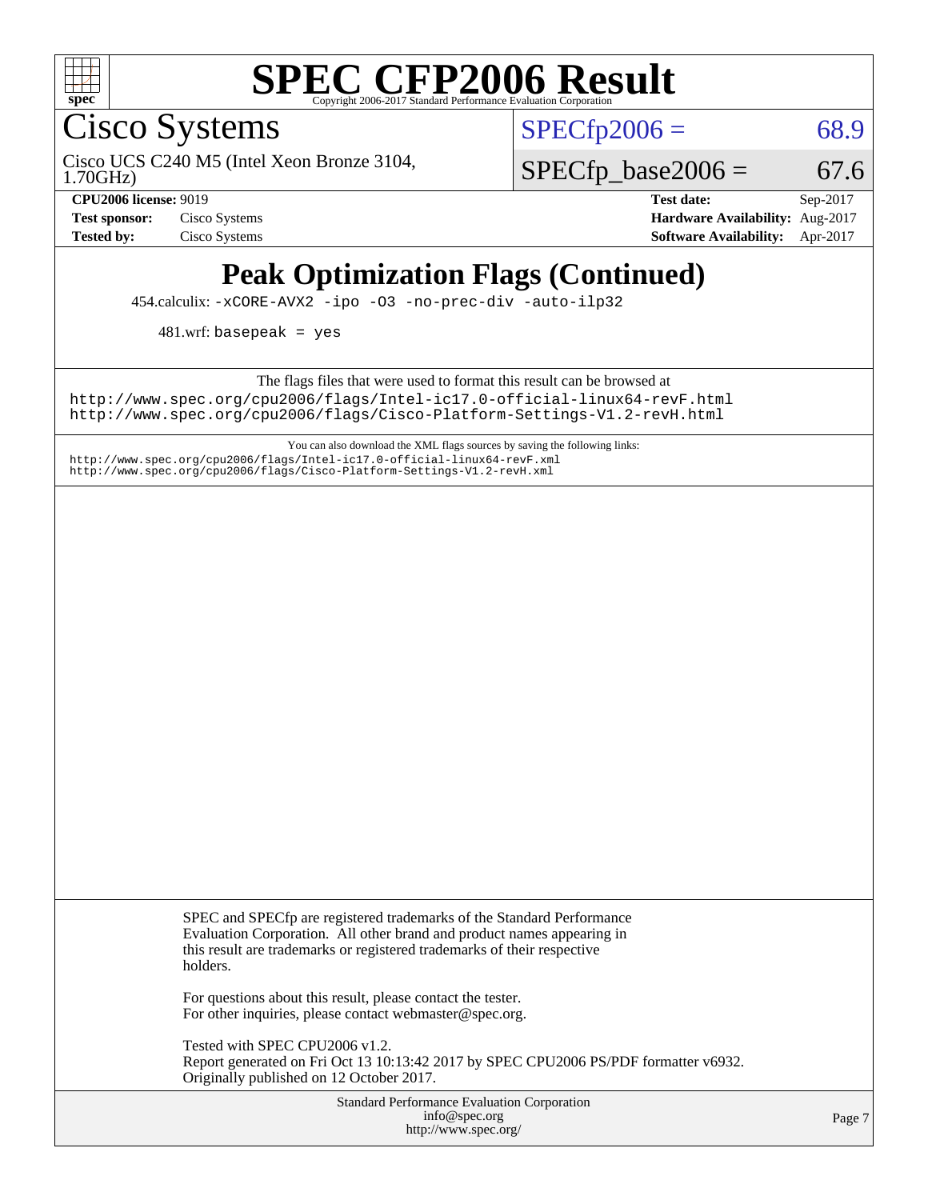# SPEC CFP2006 Result

Copyright 2006-2017 Standard Performance Evaluation Corporation

## Cisco Systems

Cisco UCS C240 M5 (Intel Xeon Bronze 3104, 1.70GHz)

SPECfp2006 = 68.9

SPECfp_base2006 = 67.6

**CPU2006 license:** 9019
**Test sponsor:** Cisco Systems
**Tested by:** Cisco Systems

**Test date:** Sep-2017
**Hardware Availability:** Aug-2017
**Software Availability:** Apr-2017

## Peak Optimization Flags (Continued)

454.calculix: `-xCORE-AVX2 -ipo -O3 -no-prec-div -auto-ilp32`

481.wrf: `basepeak = yes`

The flags files that were used to format this result can be browsed at
http://www.spec.org/cpu2006/flags/Intel-ic17.0-official-linux64-revF.html
http://www.spec.org/cpu2006/flags/Cisco-Platform-Settings-V1.2-revH.html

You can also download the XML flags sources by saving the following links:
http://www.spec.org/cpu2006/flags/Intel-ic17.0-official-linux64-revF.xml
http://www.spec.org/cpu2006/flags/Cisco-Platform-Settings-V1.2-revH.xml

SPEC and SPECfp are registered trademarks of the Standard Performance Evaluation Corporation. All other brand and product names appearing in this result are trademarks or registered trademarks of their respective holders.

For questions about this result, please contact the tester.
For other inquiries, please contact webmaster@spec.org.

Tested with SPEC CPU2006 v1.2.
Report generated on Fri Oct 13 10:13:42 2017 by SPEC CPU2006 PS/PDF formatter v6932.
Originally published on 12 October 2017.

Standard Performance Evaluation Corporation
info@spec.org
http://www.spec.org/